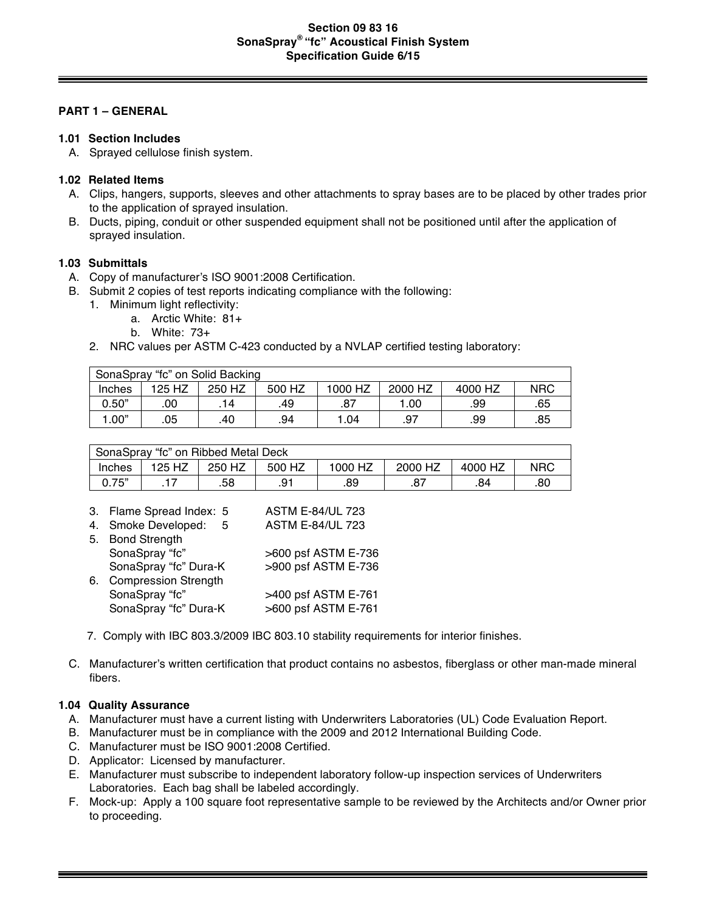**Section 09 83 16**
**SonaSpray® "fc" Acoustical Finish System**
**Specification Guide 6/15**

## PART 1 – GENERAL

### 1.01 Section Includes

A. Sprayed cellulose finish system.

### 1.02 Related Items

A. Clips, hangers, supports, sleeves and other attachments to spray bases are to be placed by other trades prior to the application of sprayed insulation.

B. Ducts, piping, conduit or other suspended equipment shall not be positioned until after the application of sprayed insulation.

### 1.03 Submittals

A. Copy of manufacturer's ISO 9001:2008 Certification.

B. Submit 2 copies of test reports indicating compliance with the following:

1. Minimum light reflectivity:
   a. Arctic White: 81+
   b. White: 73+
2. NRC values per ASTM C-423 conducted by a NVLAP certified testing laboratory:

| SonaSpray "fc" on Solid Backing | | | | | | | |
|---|---|---|---|---|---|---|---|
| Inches | 125 HZ | 250 HZ | 500 HZ | 1000 HZ | 2000 HZ | 4000 HZ | NRC |
| 0.50" | .00 | .14 | .49 | .87 | 1.00 | .99 | .65 |
| 1.00" | .05 | .40 | .94 | 1.04 | .97 | .99 | .85 |

| SonaSpray "fc" on Ribbed Metal Deck | | | | | | | |
|---|---|---|---|---|---|---|---|
| Inches | 125 HZ | 250 HZ | 500 HZ | 1000 HZ | 2000 HZ | 4000 HZ | NRC |
| 0.75" | .17 | .58 | .91 | .89 | .87 | .84 | .80 |

3. Flame Spread Index: 5 — ASTM E-84/UL 723
4. Smoke Developed: 5 — ASTM E-84/UL 723
5. Bond Strength
   SonaSpray "fc" — >600 psf ASTM E-736
   SonaSpray "fc" Dura-K — >900 psf ASTM E-736
6. Compression Strength
   SonaSpray "fc" — >400 psf ASTM E-761
   SonaSpray "fc" Dura-K — >600 psf ASTM E-761
7. Comply with IBC 803.3/2009 IBC 803.10 stability requirements for interior finishes.

C. Manufacturer's written certification that product contains no asbestos, fiberglass or other man-made mineral fibers.

### 1.04 Quality Assurance

A. Manufacturer must have a current listing with Underwriters Laboratories (UL) Code Evaluation Report.

B. Manufacturer must be in compliance with the 2009 and 2012 International Building Code.

C. Manufacturer must be ISO 9001:2008 Certified.

D. Applicator: Licensed by manufacturer.

E. Manufacturer must subscribe to independent laboratory follow-up inspection services of Underwriters Laboratories. Each bag shall be labeled accordingly.

F. Mock-up: Apply a 100 square foot representative sample to be reviewed by the Architects and/or Owner prior to proceeding.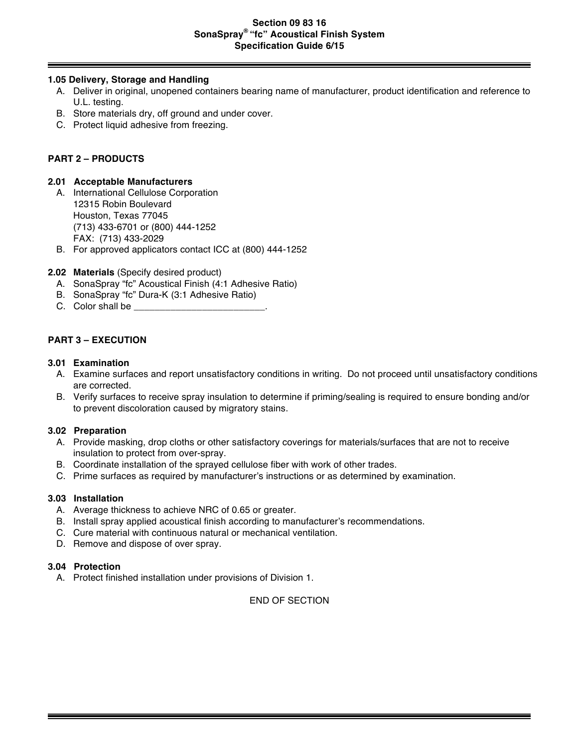### 1.05 Delivery, Storage and Handling

A. Deliver in original, unopened containers bearing name of manufacturer, product identification and reference to U.L. testing.
B. Store materials dry, off ground and under cover.
C. Protect liquid adhesive from freezing.

## PART 2 – PRODUCTS

### 2.01 Acceptable Manufacturers

A. International Cellulose Corporation
   12315 Robin Boulevard
   Houston, Texas 77045
   (713) 433-6701 or (800) 444-1252
   FAX: (713) 433-2029
B. For approved applicators contact ICC at (800) 444-1252

### 2.02 Materials (Specify desired product)

A. SonaSpray "fc" Acoustical Finish (4:1 Adhesive Ratio)
B. SonaSpray "fc" Dura-K (3:1 Adhesive Ratio)
C. Color shall be _________________________.

## PART 3 – EXECUTION

### 3.01 Examination

A. Examine surfaces and report unsatisfactory conditions in writing. Do not proceed until unsatisfactory conditions are corrected.
B. Verify surfaces to receive spray insulation to determine if priming/sealing is required to ensure bonding and/or to prevent discoloration caused by migratory stains.

### 3.02 Preparation

A. Provide masking, drop cloths or other satisfactory coverings for materials/surfaces that are not to receive insulation to protect from over-spray.
B. Coordinate installation of the sprayed cellulose fiber with work of other trades.
C. Prime surfaces as required by manufacturer's instructions or as determined by examination.

### 3.03 Installation

A. Average thickness to achieve NRC of 0.65 or greater.
B. Install spray applied acoustical finish according to manufacturer's recommendations.
C. Cure material with continuous natural or mechanical ventilation.
D. Remove and dispose of over spray.

### 3.04 Protection

A. Protect finished installation under provisions of Division 1.

END OF SECTION